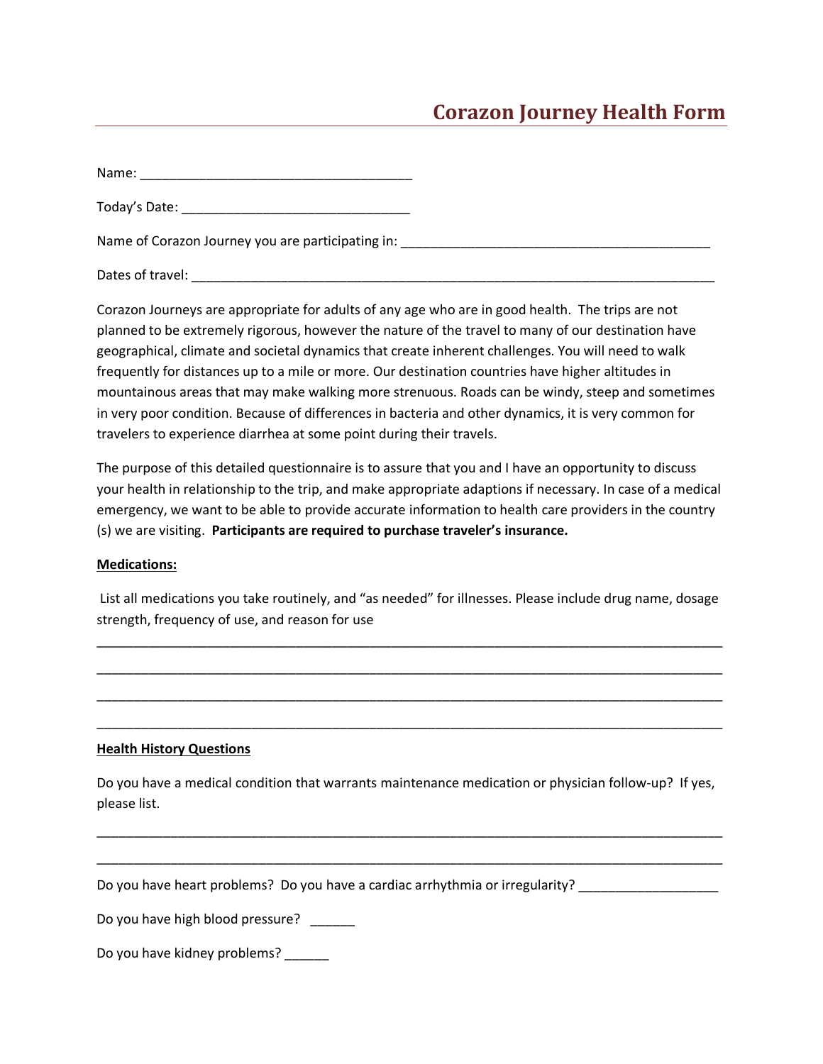# Corazon Journey Health Form

Name: ____________________________________

Today's Date: ______________________________

Name of Corazon Journey you are participating in: ________________________________________

Dates of travel: ______________________________________________________________________

Corazon Journeys are appropriate for adults of any age who are in good health. The trips are not planned to be extremely rigorous, however the nature of the travel to many of our destination have geographical, climate and societal dynamics that create inherent challenges. You will need to walk frequently for distances up to a mile or more. Our destination countries have higher altitudes in mountainous areas that may make walking more strenuous. Roads can be windy, steep and sometimes in very poor condition. Because of differences in bacteria and other dynamics, it is very common for travelers to experience diarrhea at some point during their travels.

The purpose of this detailed questionnaire is to assure that you and I have an opportunity to discuss your health in relationship to the trip, and make appropriate adaptions if necessary. In case of a medical emergency, we want to be able to provide accurate information to health care providers in the country (s) we are visiting. **Participants are required to purchase traveler's insurance.**

**Medications:**

List all medications you take routinely, and "as needed" for illnesses. Please include drug name, dosage strength, frequency of use, and reason for use

___________________________________________________________________________________

___________________________________________________________________________________

___________________________________________________________________________________

___________________________________________________________________________________

**Health History Questions**

Do you have a medical condition that warrants maintenance medication or physician follow-up? If yes, please list.

___________________________________________________________________________________

___________________________________________________________________________________

Do you have heart problems? Do you have a cardiac arrhythmia or irregularity? __________________

Do you have high blood pressure? ______

Do you have kidney problems? ______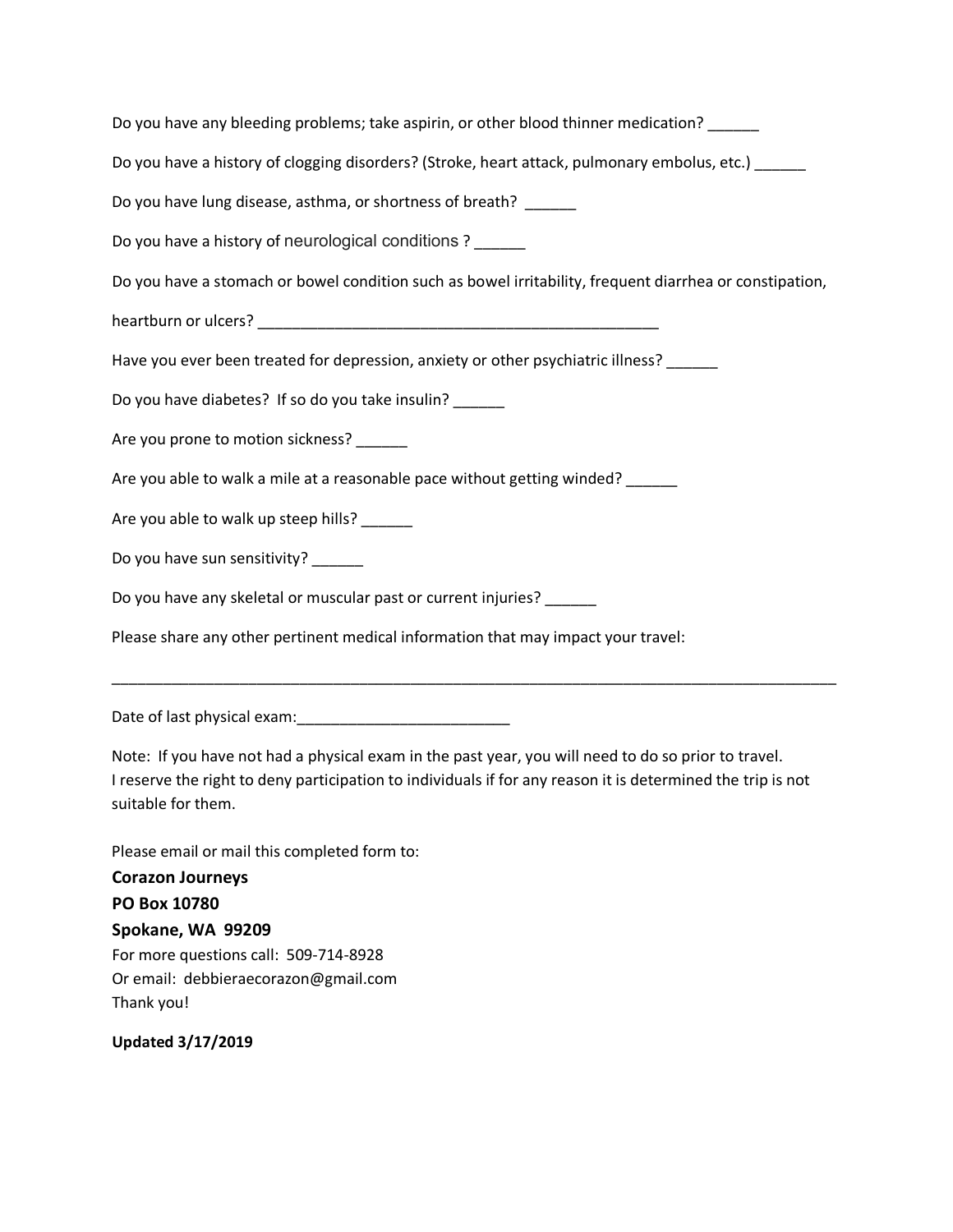Do you have any bleeding problems; take aspirin, or other blood thinner medication? ______

Do you have a history of clogging disorders? (Stroke, heart attack, pulmonary embolus, etc.) ______

Do you have lung disease, asthma, or shortness of breath? ______

Do you have a history of neurological conditions ? ______

Do you have a stomach or bowel condition such as bowel irritability, frequent diarrhea or constipation, heartburn or ulcers? _________________________________________________

Have you ever been treated for depression, anxiety or other psychiatric illness? ______

Do you have diabetes? If so do you take insulin? ______

Are you prone to motion sickness? ______

Are you able to walk a mile at a reasonable pace without getting winded? ______

Are you able to walk up steep hills? ______

Do you have sun sensitivity? ______

Do you have any skeletal or muscular past or current injuries? ______

Please share any other pertinent medical information that may impact your travel:

_________________________________________________________________________________________

Date of last physical exam:_________________________

Note: If you have not had a physical exam in the past year, you will need to do so prior to travel.
I reserve the right to deny participation to individuals if for any reason it is determined the trip is not suitable for them.

Please email or mail this completed form to:

**Corazon Journeys**
**PO Box 10780**
**Spokane, WA 99209**
For more questions call: 509-714-8928
Or email: debbieraecorazon@gmail.com
Thank you!

**Updated 3/17/2019**